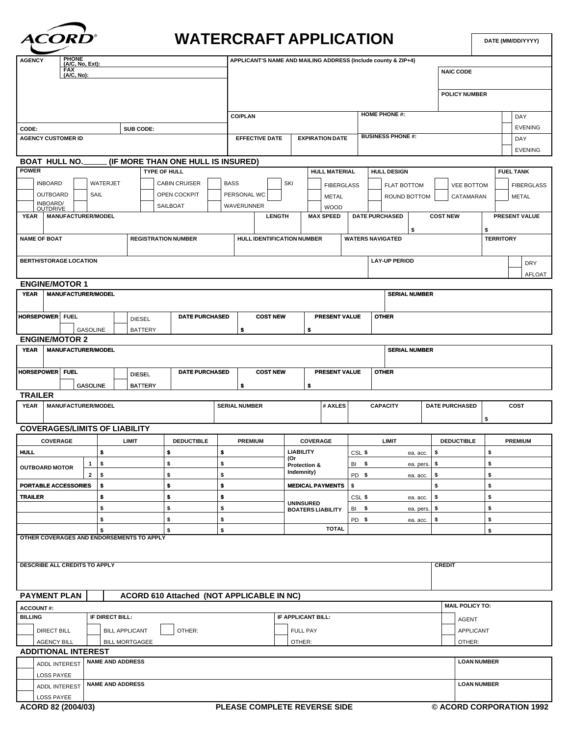# ACORD® WATERCRAFT APPLICATION

DATE (MM/DD/YYYY)

| AGENCY | PHONE (A/C, No, Ext): | APPLICANT'S NAME AND MAILING ADDRESS (Include county & ZIP+4) | |
|---|---|---|---|
| | FAX (A/C, No): | | NAIC CODE |
| | | | POLICY NUMBER |
| | | CO/PLAN | HOME PHONE #: ☐ DAY ☐ EVENING |
| CODE: | SUB CODE: | | |
| AGENCY CUSTOMER ID | | EFFECTIVE DATE / EXPIRATION DATE | BUSINESS PHONE #: ☐ DAY ☐ EVENING |

## BOAT HULL NO._____ (IF MORE THAN ONE HULL IS INSURED)

| POWER | TYPE OF HULL | HULL MATERIAL | HULL DESIGN | FUEL TANK |
|---|---|---|---|---|
| ☐ INBOARD ☐ WATERJET | ☐ CABIN CRUISER ☐ BASS ☐ SKI | ☐ FIBERGLASS | ☐ FLAT BOTTOM ☐ VEE BOTTOM | ☐ FIBERGLASS |
| ☐ OUTBOARD ☐ SAIL | ☐ OPEN COCKPIT ☐ PERSONAL WC | ☐ METAL | ☐ ROUND BOTTOM ☐ CATAMARAN | ☐ METAL |
| ☐ INBOARD/OUTDRIVE | ☐ SAILBOAT ☐ WAVERUNNER | ☐ WOOD | | |

| YEAR | MANUFACTURER/MODEL | LENGTH | MAX SPEED | DATE PURCHASED | COST NEW | PRESENT VALUE |
|---|---|---|---|---|---|---|
| | | | | | $ | $ |

| NAME OF BOAT | REGISTRATION NUMBER | HULL IDENTIFICATION NUMBER | WATERS NAVIGATED | TERRITORY |
|---|---|---|---|---|
| | | | | |

| BERTH/STORAGE LOCATION | LAY-UP PERIOD | |
|---|---|---|
| | | ☐ DRY ☐ AFLOAT |

## ENGINE/MOTOR 1

| YEAR | MANUFACTURER/MODEL | SERIAL NUMBER |
|---|---|---|
| | | |

| HORSEPOWER | FUEL | DATE PURCHASED | COST NEW | PRESENT VALUE | OTHER |
|---|---|---|---|---|---|
| | ☐ DIESEL ☐ GASOLINE ☐ BATTERY | | $ | $ | |

## ENGINE/MOTOR 2

| YEAR | MANUFACTURER/MODEL | SERIAL NUMBER |
|---|---|---|
| | | |

| HORSEPOWER | FUEL | DATE PURCHASED | COST NEW | PRESENT VALUE | OTHER |
|---|---|---|---|---|---|
| | ☐ DIESEL ☐ GASOLINE ☐ BATTERY | | $ | $ | |

## TRAILER

| YEAR | MANUFACTURER/MODEL | SERIAL NUMBER | # AXLES | CAPACITY | DATE PURCHASED | COST |
|---|---|---|---|---|---|---|
| | | | | | | $ |

## COVERAGES/LIMITS OF LIABILITY

| COVERAGE | | LIMIT | DEDUCTIBLE | PREMIUM | COVERAGE | LIMIT | DEDUCTIBLE | PREMIUM |
|---|---|---|---|---|---|---|---|---|
| HULL | | $ | $ | $ | LIABILITY (Or Protection & Indemnity) | CSL $ ea. acc. | $ | $ |
| OUTBOARD MOTOR | 1 | $ | $ | $ | | BI $ ea. pers. | $ | $ |
| | 2 | $ | $ | $ | | PD $ ea. acc. | $ | $ |
| PORTABLE ACCESSORIES | | $ | $ | $ | MEDICAL PAYMENTS | $ | $ | $ |
| TRAILER | | $ | $ | $ | UNINSURED BOATERS LIABILITY | CSL $ ea. acc. | $ | $ |
| | | $ | $ | $ | | BI $ ea. pers. | $ | $ |
| | | $ | $ | $ | | PD $ ea. acc. | $ | $ |
| | | $ | $ | $ | TOTAL | | | $ |

OTHER COVERAGES AND ENDORSEMENTS TO APPLY

| DESCRIBE ALL CREDITS TO APPLY | CREDIT |
|---|---|
| | |

## PAYMENT PLAN ☐ ACORD 610 Attached (NOT APPLICABLE IN NC)

| ACCOUNT #: | | | MAIL POLICY TO: |
|---|---|---|---|
| BILLING | IF DIRECT BILL: | IF APPLICANT BILL: | ☐ AGENT |
| ☐ DIRECT BILL | ☐ BILL APPLICANT ☐ OTHER: | ☐ FULL PAY | ☐ APPLICANT |
| ☐ AGENCY BILL | ☐ BILL MORTGAGEE | ☐ OTHER: | ☐ OTHER: |

## ADDITIONAL INTEREST

| | NAME AND ADDRESS | LOAN NUMBER |
|---|---|---|
| ☐ ADDL INTEREST ☐ LOSS PAYEE | | |
| ☐ ADDL INTEREST ☐ LOSS PAYEE | | |

ACORD 82 (2004/03) PLEASE COMPLETE REVERSE SIDE © ACORD CORPORATION 1992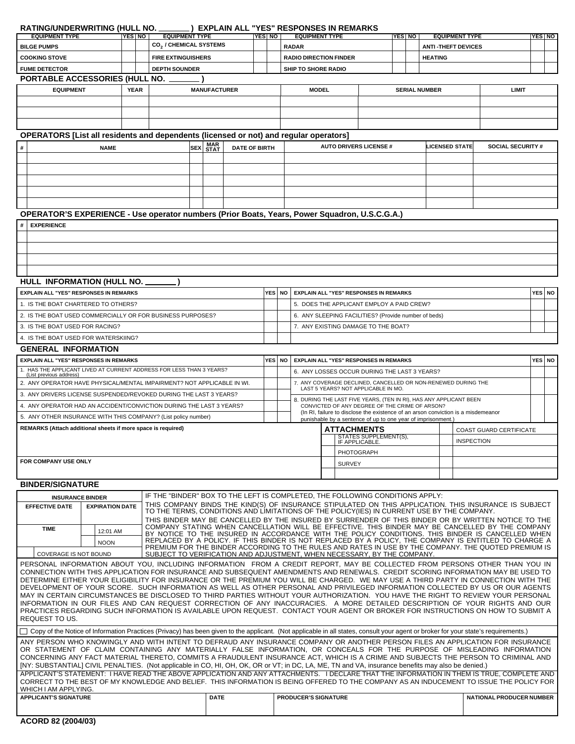## RATING/UNDERWRITING (HULL NO. _______ ) EXPLAIN ALL "YES" RESPONSES IN REMARKS

| EQUIPMENT TYPE | YES | NO | EQUIPMENT TYPE | YES | NO | EQUIPMENT TYPE | YES | NO | EQUIPMENT TYPE | YES | NO |
|---|---|---|---|---|---|---|---|---|---|---|---|
| BILGE PUMPS | | | $CO_2$ / CHEMICAL SYSTEMS | | | RADAR | | | ANTI -THEFT DEVICES | | |
| COOKING STOVE | | | FIRE EXTINGUISHERS | | | RADIO DIRECTION FINDER | | | HEATING | | |
| FUME DETECTOR | | | DEPTH SOUNDER | | | SHIP TO SHORE RADIO | | | | | |

## PORTABLE ACCESSORIES (HULL NO. _______ )

| EQUIPMENT | YEAR | MANUFACTURER | MODEL | SERIAL NUMBER | LIMIT |
|---|---|---|---|---|---|
| | | | | | |
| | | | | | |
| | | | | | |

## OPERATORS [List all residents and dependents (licensed or not) and regular operators]

| # | NAME | SEX | MAR STAT | DATE OF BIRTH | AUTO DRIVERS LICENSE # | LICENSED STATE | SOCIAL SECURITY # |
|---|---|---|---|---|---|---|---|
| | | | | | | | |
| | | | | | | | |
| | | | | | | | |
| | | | | | | | |
| | | | | | | | |

## OPERATOR'S EXPERIENCE - Use operator numbers (Prior Boats, Years, Power Squadron, U.S.C.G.A.)

| # | EXPERIENCE |
|---|---|
| | |
| | |
| | |
| | |

## HULL INFORMATION (HULL NO. _______ )

| EXPLAIN ALL "YES" RESPONSES IN REMARKS | YES | NO | EXPLAIN ALL "YES" RESPONSES IN REMARKS | YES | NO |
|---|---|---|---|---|---|
| 1. IS THE BOAT CHARTERED TO OTHERS? | | | 5. DOES THE APPLICANT EMPLOY A PAID CREW? | | |
| 2. IS THE BOAT USED COMMERCIALLY OR FOR BUSINESS PURPOSES? | | | 6. ANY SLEEPING FACILITIES? (Provide number of beds) | | |
| 3. IS THE BOAT USED FOR RACING? | | | 7. ANY EXISTING DAMAGE TO THE BOAT? | | |
| 4. IS THE BOAT USED FOR WATERSKIING? | | | | | |

## GENERAL INFORMATION

| EXPLAIN ALL "YES" RESPONSES IN REMARKS | YES | NO | EXPLAIN ALL "YES" RESPONSES IN REMARKS | YES | NO |
|---|---|---|---|---|---|
| 1. HAS THE APPLICANT LIVED AT CURRENT ADDRESS FOR LESS THAN 3 YEARS? (List previous address) | | | 6. ANY LOSSES OCCUR DURING THE LAST 3 YEARS? | | |
| 2. ANY OPERATOR HAVE PHYSICAL/MENTAL IMPAIRMENT? NOT APPLICABLE IN WI. | | | 7. ANY COVERAGE DECLINED, CANCELLED OR NON-RENEWED DURING THE LAST 5 YEARS? NOT APPLICABLE IN MO. | | |
| 3. ANY DRIVERS LICENSE SUSPENDED/REVOKED DURING THE LAST 3 YEARS? | | | 8. DURING THE LAST FIVE YEARS, (TEN IN RI), HAS ANY APPLICANT BEEN CONVICTED OF ANY DEGREE OF THE CRIME OF ARSON? (In RI, failure to disclose the existence of an arson conviction is a misdemeanor punishable by a sentence of up to one year of imprisonment.) | | |
| 4. ANY OPERATOR HAD AN ACCIDENT/CONVICTION DURING THE LAST 3 YEARS? | | | | | |
| 5. ANY OTHER INSURANCE WITH THIS COMPANY? (List policy number) | | | | | |

REMARKS (Attach additional sheets if more space is required)

FOR COMPANY USE ONLY

| ATTACHMENTS | | | |
|---|---|---|---|
| | STATES SUPPLEMENT(S), IF APPLICABLE. | | COAST GUARD CERTIFICATE |
| | PHOTOGRAPH | | INSPECTION |
| | SURVEY | | |
| | | | |

## BINDER/SIGNATURE

| INSURANCE BINDER | |
|---|---|
| EFFECTIVE DATE | EXPIRATION DATE |
| TIME | 12:01 AM |
| | NOON |
| COVERAGE IS NOT BOUND | |

IF THE "BINDER" BOX TO THE LEFT IS COMPLETED, THE FOLLOWING CONDITIONS APPLY:

THIS COMPANY BINDS THE KIND(S) OF INSURANCE STIPULATED ON THIS APPLICATION. THIS INSURANCE IS SUBJECT TO THE TERMS, CONDITIONS AND LIMITATIONS OF THE POLICY(IES) IN CURRENT USE BY THE COMPANY.

THIS BINDER MAY BE CANCELLED BY THE INSURED BY SURRENDER OF THIS BINDER OR BY WRITTEN NOTICE TO THE COMPANY STATING WHEN CANCELLATION WILL BE EFFECTIVE. THIS BINDER MAY BE CANCELLED BY THE COMPANY BY NOTICE TO THE INSURED IN ACCORDANCE WITH THE POLICY CONDITIONS. THIS BINDER IS CANCELLED WHEN REPLACED BY A POLICY. IF THIS BINDER IS NOT REPLACED BY A POLICY, THE COMPANY IS ENTITLED TO CHARGE A PREMIUM FOR THE BINDER ACCORDING TO THE RULES AND RATES IN USE BY THE COMPANY. THE QUOTED PREMIUM IS SUBJECT TO VERIFICATION AND ADJUSTMENT, WHEN NECESSARY, BY THE COMPANY.

PERSONAL INFORMATION ABOUT YOU, INCLUDING INFORMATION FROM A CREDIT REPORT, MAY BE COLLECTED FROM PERSONS OTHER THAN YOU IN CONNECTION WITH THIS APPLICATION FOR INSURANCE AND SUBSEQUENT AMENDMENTS AND RENEWALS. CREDIT SCORING INFORMATION MAY BE USED TO DETERMINE EITHER YOUR ELIGIBILITY FOR INSURANCE OR THE PREMIUM YOU WILL BE CHARGED. WE MAY USE A THIRD PARTY IN CONNECTION WITH THE DEVELOPMENT OF YOUR SCORE. SUCH INFORMATION AS WELL AS OTHER PERSONAL AND PRIVILEGED INFORMATION COLLECTED BY US OR OUR AGENTS MAY IN CERTAIN CIRCUMSTANCES BE DISCLOSED TO THIRD PARTIES WITHOUT YOUR AUTHORIZATION. YOU HAVE THE RIGHT TO REVIEW YOUR PERSONAL INFORMATION IN OUR FILES AND CAN REQUEST CORRECTION OF ANY INACCURACIES. A MORE DETAILED DESCRIPTION OF YOUR RIGHTS AND OUR PRACTICES REGARDING SUCH INFORMATION IS AVAILABLE UPON REQUEST. CONTACT YOUR AGENT OR BROKER FOR INSTRUCTIONS ON HOW TO SUBMIT A REQUEST TO US.

☐ Copy of the Notice of Information Practices (Privacy) has been given to the applicant. (Not applicable in all states, consult your agent or broker for your state's requirements.)

ANY PERSON WHO KNOWINGLY AND WITH INTENT TO DEFRAUD ANY INSURANCE COMPANY OR ANOTHER PERSON FILES AN APPLICATION FOR INSURANCE OR STATEMENT OF CLAIM CONTAINING ANY MATERIALLY FALSE INFORMATION, OR CONCEALS FOR THE PURPOSE OF MISLEADING INFORMATION CONCERNING ANY FACT MATERIAL THERETO, COMMITS A FRAUDULENT INSURANCE ACT, WHICH IS A CRIME AND SUBJECTS THE PERSON TO CRIMINAL AND [NY: SUBSTANTIAL] CIVIL PENALTIES. (Not applicable in CO, HI, OH, OK, OR or VT; in DC, LA, ME, TN and VA, insurance benefits may also be denied.)

APPLICANT'S STATEMENT: I HAVE READ THE ABOVE APPLICATION AND ANY ATTACHMENTS. I DECLARE THAT THE INFORMATION IN THEM IS TRUE, COMPLETE AND CORRECT TO THE BEST OF MY KNOWLEDGE AND BELIEF. THIS INFORMATION IS BEING OFFERED TO THE COMPANY AS AN INDUCEMENT TO ISSUE THE POLICY FOR WHICH I AM APPLYING.

| APPLICANT'S SIGNATURE | DATE | PRODUCER'S SIGNATURE | NATIONAL PRODUCER NUMBER |
|---|---|---|---|
| | | | |

ACORD 82 (2004/03)